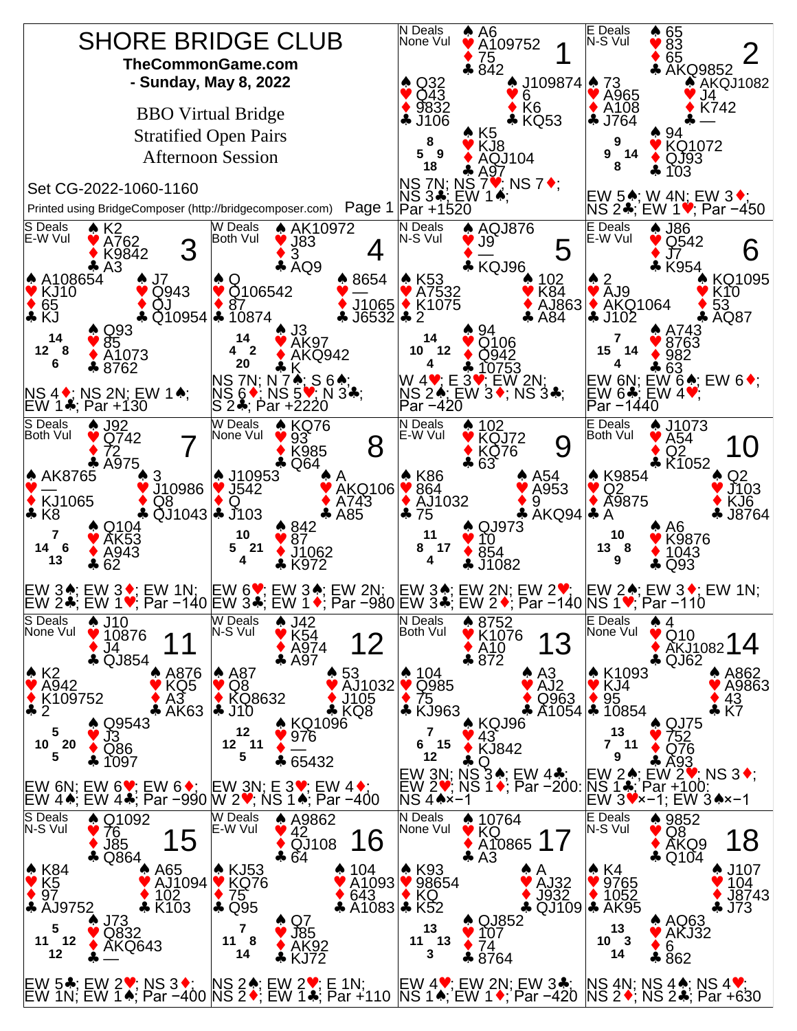# SHORE BRIDGE CLUB

**TheCommonGame.com**
**- Sunday, May 8, 2022**

BBO Virtual Bridge
Stratified Open Pairs
Afternoon Session

Set CG-2022-1060-1160

Printed using BridgeComposer (http://bridgecomposer.com)

---

## Board 1
N Deals, None Vul

North: ♠ A6 ♥ A109752 ♦ 75 ♣ 842
West: ♠ Q32 ♥ Q43 ♦ 9832 ♣ J106
East: ♠ J109874 ♥ 6 ♦ K6 ♣ KQ53
South: ♠ K5 ♥ KJ8 ♦ AQJ104 ♣ A97

HCP: N 8, W 5, E 9, S 18

NS 7N; NS 7♥; NS 7♦; NS 3♣; EW 1♠; Par +1520

## Board 2
E Deals, N-S Vul

North: ♠ 65 ♥ 83 ♦ 65 ♣ AKQ9852
West: ♠ 73 ♥ A965 ♦ A108 ♣ J764
East: ♠ AKQJ1082 ♥ J4 ♦ K742 ♣ —
South: ♠ 94 ♥ KQ1072 ♦ QJ93 ♣ 103

HCP: N 9, W 9, E 14, S 8

EW 5♠; W 4N; EW 3♦; NS 2♣; EW 1♥; Par −450

## Board 3
S Deals, E-W Vul

North: ♠ K2 ♥ A762 ♦ K9842 ♣ A3
West: ♠ A108654 ♥ KJ10 ♦ 65 ♣ KJ
East: ♠ J7 ♥ Q943 ♦ QJ ♣ Q10954
South: ♠ Q93 ♥ 85 ♦ A1073 ♣ 8762

HCP: N 14, W 12, E 8, S 6

NS 4♦; NS 2N; EW 1♠; EW 1♣; Par +130

## Board 4
W Deals, Both Vul

North: ♠ AK10972 ♥ J83 ♦ 3 ♣ AQ9
West: ♠ Q ♥ Q106542 ♦ 87 ♣ 10874
East: ♠ 8654 ♥ — ♦ J1065 ♣ J6532
South: ♠ J3 ♥ AK97 ♦ AKQ942 ♣ K

HCP: N 14, W 4, E 2, S 20

NS 7N; N 7♠; S 6♠; NS 6♦; NS 5♥; N 3♣; S 2♣; Par +2220

## Board 5
N Deals, N-S Vul

North: ♠ AQJ876 ♥ J9 ♦ — ♣ KQJ96
West: ♠ K53 ♥ A7532 ♦ K1075 ♣ 2
East: ♠ 102 ♥ K84 ♦ AJ863 ♣ A84
South: ♠ 94 ♥ Q106 ♦ Q942 ♣ 10753

HCP: N 14, W 10, E 12, S 4

W 4♥; E 3♥; EW 2N; NS 2♠; EW 3♦; NS 3♣; Par −420

## Board 6
E Deals, E-W Vul

North: ♠ J86 ♥ Q542 ♦ J7 ♣ K954
West: ♠ 2 ♥ AJ9 ♦ AKQ1064 ♣ J102
East: ♠ KQ1095 ♥ K10 ♦ 53 ♣ AQ87
South: ♠ A743 ♥ 8763 ♦ 982 ♣ 63

HCP: N 7, W 15, E 14, S 4

EW 6N; EW 6♠; EW 6♦; EW 6♣; EW 4♥; Par −1440

## Board 7
S Deals, Both Vul

North: ♠ J92 ♥ Q742 ♦ 72 ♣ A975
West: ♠ AK8765 ♥ — ♦ KJ1065 ♣ K8
East: ♠ 3 ♥ J10986 ♦ Q8 ♣ QJ1043
South: ♠ Q104 ♥ AK53 ♦ A943 ♣ 62

HCP: N 7, W 14, E 6, S 13

EW 3♠; EW 3♦; EW 1N; EW 2♣; EW 1♥; Par −140

## Board 8
W Deals, None Vul

North: ♠ KQ76 ♥ 93 ♦ K985 ♣ Q64
West: ♠ J10953 ♥ J542 ♦ Q ♣ J103
East: ♠ A ♥ AKQ106 ♦ A743 ♣ A85
South: ♠ 842 ♥ 87 ♦ J1062 ♣ K972

HCP: N 10, W 5, E 21, S 4

EW 6♥; EW 3♠; EW 2N; EW 3♣; EW 1♦; Par −980

## Board 9
N Deals, E-W Vul

North: ♠ 102 ♥ KQJ72 ♦ KQ76 ♣ 63
West: ♠ K86 ♥ 864 ♦ AJ1032 ♣ 75
East: ♠ A54 ♥ A953 ♦ 9 ♣ AKQ94
South: ♠ QJ973 ♥ 10 ♦ 854 ♣ J1082

HCP: N 11, W 8, E 17, S 4

EW 3♠; EW 2N; EW 2♥; EW 3♣; EW 2♦; Par −140

## Board 10
E Deals, Both Vul

North: ♠ J1073 ♥ A54 ♦ Q2 ♣ K1052
West: ♠ K9854 ♥ Q2 ♦ A9875 ♣ A
East: ♠ Q2 ♥ J103 ♦ KJ6 ♣ J8764
South: ♠ A6 ♥ K9876 ♦ 1043 ♣ Q93

HCP: N 10, W 13, E 8, S 9

EW 2♠; EW 3♦; EW 1N; NS 1♥; Par −110

## Board 11
S Deals, None Vul

North: ♠ J10 ♥ 10876 ♦ J4 ♣ QJ854
West: ♠ K2 ♥ A942 ♦ K109752 ♣ 2
East: ♠ A876 ♥ KQ5 ♦ A3 ♣ AK63
South: ♠ Q9543 ♥ J3 ♦ Q86 ♣ 1097

HCP: N 5, W 10, E 20, S 5

EW 6N; EW 6♥; EW 6♦; EW 4♠; EW 4♣; Par −990

## Board 12
W Deals, N-S Vul

North: ♠ J42 ♥ K54 ♦ A974 ♣ A97
West: ♠ A87 ♥ Q8 ♦ KQ8632 ♣ J10
East: ♠ 53 ♥ AJ1032 ♦ J105 ♣ KQ8
South: ♠ KQ1096 ♥ 976 ♦ — ♣ 65432

HCP: N 12, W 12, E 11, S 5

EW 3N; E 3♥; EW 4♦; W 2♥; NS 1♠; Par −400

## Board 13
N Deals, Both Vul

North: ♠ 8752 ♥ K1076 ♦ A10 ♣ 872
West: ♠ 104 ♥ Q985 ♦ 75 ♣ KJ963
East: ♠ A3 ♥ AJ2 ♦ Q963 ♣ A1054
South: ♠ KQJ96 ♥ 43 ♦ KJ842 ♣ Q

HCP: N 7, W 6, E 15, S 12

EW 3N; NS 3♠; EW 4♣; EW 2♥; NS 1♦; Par −200: NS 4♠×−1

## Board 14
E Deals, None Vul

North: ♠ 4 ♥ Q10 ♦ AKJ1082 ♣ QJ62
West: ♠ K1093 ♥ KJ4 ♦ 95 ♣ 10854
East: ♠ A862 ♥ A9863 ♦ 43 ♣ K7
South: ♠ QJ75 ♥ 752 ♦ Q76 ♣ A93

HCP: N 13, W 7, E 11, S 9

EW 2♠; EW 2♥; NS 3♦; NS 1♣; Par +100: EW 3♥×−1; EW 3♠×−1

## Board 15
S Deals, N-S Vul

North: ♠ Q1092 ♥ 76 ♦ J85 ♣ Q864
West: ♠ K84 ♥ K5 ♦ 97 ♣ AJ9752
East: ♠ A65 ♥ AJ1094 ♦ 102 ♣ K103
South: ♠ J73 ♥ Q832 ♦ AKQ643 ♣ —

HCP: N 5, W 11, E 12, S 12

EW 5♣; EW 2♥; NS 3♦; EW 1N; EW 1♠; Par −400

## Board 16
W Deals, E-W Vul

North: ♠ A9862 ♥ 42 ♦ QJ108 ♣ 64
West: ♠ KJ53 ♥ KQ76 ♦ 75 ♣ Q95
East: ♠ 104 ♥ A1093 ♦ 643 ♣ A1083
South: ♠ Q7 ♥ J85 ♦ AK92 ♣ KJ72

HCP: N 7, W 11, E 8, S 14

NS 2♠; EW 2♥; E 1N; NS 2♦; EW 1♣; Par +110

## Board 17
N Deals, None Vul

North: ♠ 10764 ♥ KQ ♦ A10865 ♣ A3
West: ♠ K93 ♥ 98654 ♦ KQ ♣ K52
East: ♠ A ♥ AJ32 ♦ J932 ♣ QJ109
South: ♠ QJ852 ♥ 107 ♦ 74 ♣ 8764

HCP: N 13, W 11, E 13, S 3

EW 4♥; EW 2N; EW 3♣; NS 1♠; EW 1♦; Par −420

## Board 18
E Deals, N-S Vul

North: ♠ 9852 ♥ Q8 ♦ AKQ9 ♣ Q104
West: ♠ K4 ♥ 9765 ♦ 1052 ♣ AK95
East: ♠ J107 ♥ 104 ♦ J8743 ♣ J73
South: ♠ AQ63 ♥ AKJ32 ♦ 6 ♣ 862

HCP: N 13, W 10, E 3, S 14

NS 4N; NS 4♠; NS 4♥; NS 2♦; NS 2♣; Par +630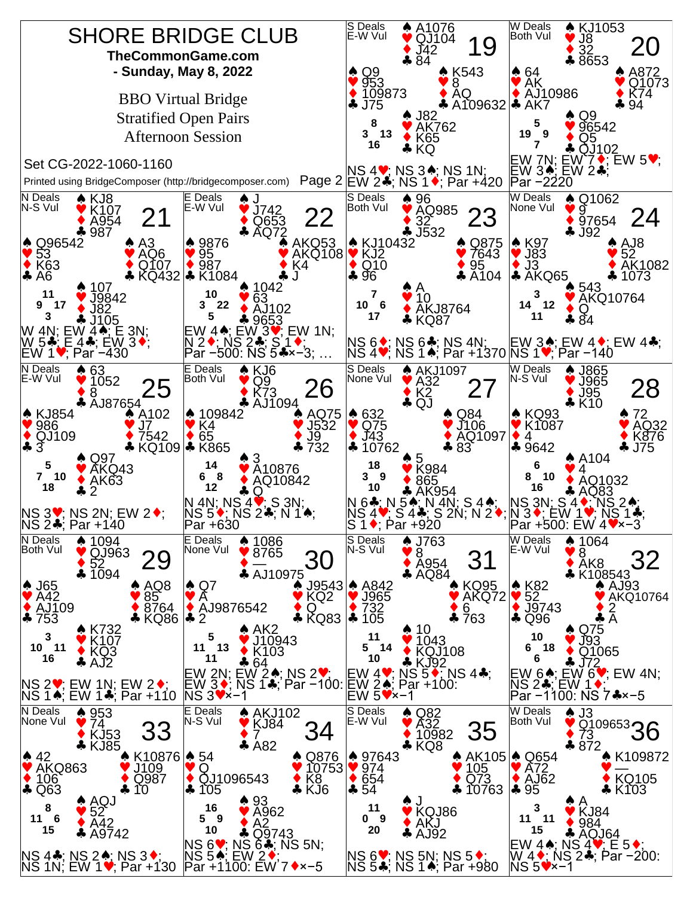# SHORE BRIDGE CLUB

**TheCommonGame.com**

**- Sunday, May 8, 2022**

BBO Virtual Bridge
Stratified Open Pairs
Afternoon Session

Set CG-2022-1060-1160

Printed using BridgeComposer (http://bridgecomposer.com)

---

## Board 19

S Deals, E-W Vul

North: ♠ A1076 ♥ QJ104 ♦ J42 ♣ 84
West: ♠ Q9 ♥ 953 ♦ 109873 ♣ J75
East: ♠ K543 ♥ 8 ♦ AQ ♣ A109632
South: ♠ J82 ♥ AK762 ♦ K65 ♣ KQ

HCP: N 8, E 13, S 16, W 3

NS 4♥; NS 3♠; NS 1N; EW 2♣; NS 1♦; Par +420

## Board 20

W Deals, Both Vul

North: ♠ KJ1053 ♥ J8 ♦ 32 ♣ 8653
West: ♠ 64 ♥ AK ♦ AJ10986 ♣ AK7
East: ♠ A872 ♥ Q1073 ♦ K74 ♣ 94
South: ♠ Q9 ♥ 96542 ♦ Q5 ♣ QJ102

HCP: N 5, E 9, S 7, W 19

EW 7N; EW 7♦; EW 5♥; EW 3♠; EW 2♣; Par −2220

## Board 21

N Deals, N-S Vul

North: ♠ KJ8 ♥ K107 ♦ A954 ♣ 987
West: ♠ Q96542 ♥ 53 ♦ K63 ♣ A6
East: ♠ A3 ♥ AQ6 ♦ Q107 ♣ KQ432
South: ♠ 107 ♥ J9842 ♦ J82 ♣ J105

HCP: N 11, E 17, S 3, W 9

W 4N; EW 4♠; E 3N; W 5♣; E 4♣; EW 3♦; EW 1♥; Par −430

## Board 22

E Deals, E-W Vul

North: ♠ J ♥ J742 ♦ Q653 ♣ AQ72
West: ♠ 9876 ♥ 95 ♦ 987 ♣ K1084
East: ♠ AKQ53 ♥ AKQ108 ♦ K4 ♣ J
South: ♠ 1042 ♥ 63 ♦ AJ102 ♣ 9653

HCP: N 10, E 22, S 5, W 3

EW 4♠; EW 3♥; EW 1N; N 2♦; NS 2♣; S 1♦; Par −500: NS 5♣×−3; …

## Board 23

S Deals, Both Vul

North: ♠ 96 ♥ AQ985 ♦ 32 ♣ J532
West: ♠ KJ10432 ♥ KJ2 ♦ Q10 ♣ 96
East: ♠ Q875 ♥ 7643 ♦ 95 ♣ A104
South: ♠ A ♥ 10 ♦ AKJ8764 ♣ KQ87

HCP: N 7, E 6, S 17, W 10

NS 6♦; NS 6♣; NS 4N; NS 4♥; NS 1♠; Par +1370

## Board 24

W Deals, None Vul

North: ♠ Q1062 ♥ 9 ♦ 97654 ♣ J92
West: ♠ K97 ♥ J83 ♦ J3 ♣ AKQ65
East: ♠ AJ8 ♥ 52 ♦ AK1082 ♣ 1073
South: ♠ 543 ♥ AKQ10764 ♦ Q ♣ 84

HCP: N 3, E 12, S 11, W 14

EW 3♠; EW 4♦; EW 4♣; NS 1♥; Par −140

## Board 25

N Deals, E-W Vul

North: ♠ 63 ♥ 1052 ♦ 8 ♣ AJ87654
West: ♠ KJ854 ♥ 986 ♦ QJ109 ♣ 3
East: ♠ A102 ♥ J7 ♦ 7542 ♣ KQ109
South: ♠ Q97 ♥ AKQ43 ♦ AK63 ♣ 2

HCP: N 5, E 10, S 18, W 7

NS 3♥; NS 2N; EW 2♦; NS 2♣; Par +140

## Board 26

E Deals, Both Vul

North: ♠ KJ6 ♥ Q9 ♦ K73 ♣ AJ1094
West: ♠ 109842 ♥ K4 ♦ 65 ♣ K865
East: ♠ AQ75 ♥ J532 ♦ J9 ♣ 732
South: ♠ 3 ♥ A10876 ♦ AQ10842 ♣ Q

HCP: N 14, E 8, S 12, W 6

N 4N; NS 4♥; S 3N; NS 5♦; NS 2♣; N 1♠; Par +630

## Board 27

S Deals, None Vul

North: ♠ AKJ1097 ♥ A32 ♦ K2 ♣ QJ
West: ♠ 632 ♥ Q75 ♦ J43 ♣ 10762
East: ♠ Q84 ♥ J106 ♦ AQ1097 ♣ 83
South: ♠ 5 ♥ K984 ♦ 865 ♣ AK954

HCP: N 18, E 9, S 10, W 3

N 6♣; N 5♠; N 4N; S 4♠; NS 4♥; S 4♣; S 2N; N 2♦; S 1♦; Par +920

## Board 28

W Deals, N-S Vul

North: ♠ J865 ♥ J965 ♦ J95 ♣ K10
West: ♠ KQ93 ♥ K1087 ♦ 4 ♣ 9642
East: ♠ 72 ♥ AQ32 ♦ K876 ♣ J75
South: ♠ A104 ♥ 4 ♦ AQ1032 ♣ AQ83

HCP: N 6, E 10, S 16, W 8

NS 3N; S 4♦; NS 2♠; N 3♦; EW 1♥; NS 1♣; Par +500: EW 4♥×−3

## Board 29

N Deals, Both Vul

North: ♠ 1094 ♥ QJ963 ♦ 52 ♣ 1094
West: ♠ J65 ♥ A42 ♦ AJ109 ♣ 753
East: ♠ AQ8 ♥ 85 ♦ 8764 ♣ KQ86
South: ♠ K732 ♥ K107 ♦ KQ3 ♣ AJ2

HCP: N 3, E 11, S 16, W 10

NS 2♥; EW 1N; EW 2♦; NS 1♠; EW 1♣; Par +110

## Board 30

E Deals, None Vul

North: ♠ 1086 ♥ 8765 ♦ — ♣ AJ10975
West: ♠ Q7 ♥ A ♦ AJ9876542 ♣ 2
East: ♠ J9543 ♥ KQ2 ♦ Q ♣ KQ83
South: ♠ AK2 ♥ J10943 ♦ K103 ♣ 64

HCP: N 5, E 13, S 11, W 11

EW 2N; EW 2♠; NS 2♥; EW 3♦; NS 1♣; Par −100: NS 3♥×−1

## Board 31

S Deals, N-S Vul

North: ♠ J763 ♥ 8 ♦ A954 ♣ AQ84
West: ♠ A842 ♥ J965 ♦ 732 ♣ 105
East: ♠ KQ95 ♥ AKQ72 ♦ 6 ♣ 763
South: ♠ 10 ♥ 1043 ♦ KQJ108 ♣ KJ92

HCP: N 11, E 14, S 10, W 5

EW 4♥; NS 5♦; NS 4♣; EW 2♠; Par +100: EW 5♥×−1

## Board 32

W Deals, E-W Vul

North: ♠ 1064 ♥ 8 ♦ AK8 ♣ K108543
West: ♠ K82 ♥ 52 ♦ J9743 ♣ Q96
East: ♠ AJ93 ♥ AKQ10764 ♦ 2 ♣ A
South: ♠ Q75 ♥ J93 ♦ Q1065 ♣ J72

HCP: N 10, E 18, S 6, W 6

EW 6♠; EW 6♥; EW 4N; NS 2♣; EW 1♦; Par −1100: NS 7♣×−5

## Board 33

N Deals, None Vul

North: ♠ 953 ♥ 74 ♦ KJ53 ♣ KJ85
West: ♠ 42 ♥ AKQ863 ♦ 106 ♣ Q63
East: ♠ K10876 ♥ J109 ♦ Q987 ♣ 10
South: ♠ AQJ ♥ 52 ♦ A42 ♣ A9742

HCP: N 8, E 6, S 15, W 11

NS 4♣; NS 2♠; NS 3♦; NS 1N; EW 1♥; Par +130

## Board 34

E Deals, N-S Vul

North: ♠ AKJ102 ♥ KJ84 ♦ 7 ♣ A82
West: ♠ 54 ♥ Q ♦ QJ1096543 ♣ 105
East: ♠ Q876 ♥ 10753 ♦ K8 ♣ KJ6
South: ♠ 93 ♥ A962 ♦ A2 ♣ Q9743

HCP: N 16, E 9, S 10, W 5

NS 6♥; NS 6♣; NS 5N; NS 5♠; EW 2♦; Par +1100: EW 7♦×−5

## Board 35

S Deals, E-W Vul

North: ♠ Q82 ♥ A32 ♦ 10982 ♣ KQ8
West: ♠ 97643 ♥ 974 ♦ 654 ♣ 54
East: ♠ AK105 ♥ 105 ♦ Q73 ♣ 10763
South: ♠ J ♥ KQJ86 ♦ AKJ ♣ AJ92

HCP: N 11, E 9, S 20, W 0

NS 6♥; NS 5N; NS 5♦; NS 5♣; NS 1♠; Par +980

## Board 36

W Deals, Both Vul

North: ♠ J3 ♥ Q109653 ♦ 73 ♣ 872
West: ♠ Q654 ♥ A72 ♦ AJ62 ♣ 95
East: ♠ K109872 ♥ — ♦ KQ105 ♣ K103
South: ♠ A ♥ KJ84 ♦ 984 ♣ AQJ64

HCP: N 3, E 11, S 15, W 11

EW 4♠; NS 4♥; E 5♦; W 4♦; NS 2♣; Par −200: NS 5♥×−1